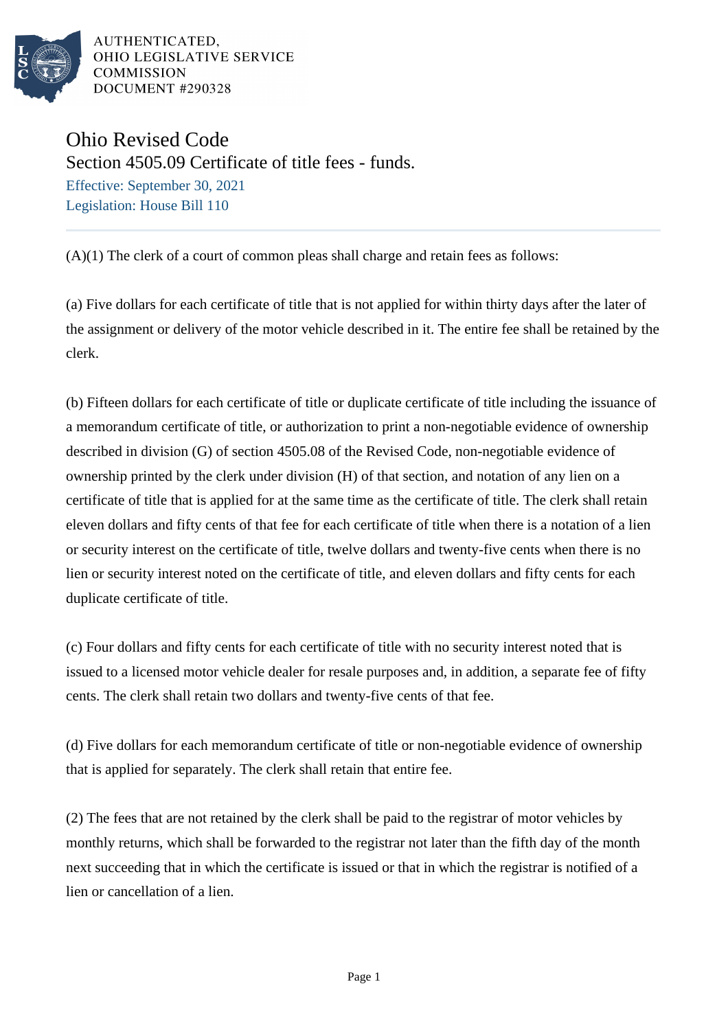AUTHENTICATED,
OHIO LEGISLATIVE SERVICE
COMMISSION
DOCUMENT #290328

# Ohio Revised Code

## Section 4505.09 Certificate of title fees - funds.

Effective: September 30, 2021

Legislation: House Bill 110

(A)(1) The clerk of a court of common pleas shall charge and retain fees as follows:

(a) Five dollars for each certificate of title that is not applied for within thirty days after the later of the assignment or delivery of the motor vehicle described in it. The entire fee shall be retained by the clerk.

(b) Fifteen dollars for each certificate of title or duplicate certificate of title including the issuance of a memorandum certificate of title, or authorization to print a non-negotiable evidence of ownership described in division (G) of section 4505.08 of the Revised Code, non-negotiable evidence of ownership printed by the clerk under division (H) of that section, and notation of any lien on a certificate of title that is applied for at the same time as the certificate of title. The clerk shall retain eleven dollars and fifty cents of that fee for each certificate of title when there is a notation of a lien or security interest on the certificate of title, twelve dollars and twenty-five cents when there is no lien or security interest noted on the certificate of title, and eleven dollars and fifty cents for each duplicate certificate of title.

(c) Four dollars and fifty cents for each certificate of title with no security interest noted that is issued to a licensed motor vehicle dealer for resale purposes and, in addition, a separate fee of fifty cents. The clerk shall retain two dollars and twenty-five cents of that fee.

(d) Five dollars for each memorandum certificate of title or non-negotiable evidence of ownership that is applied for separately. The clerk shall retain that entire fee.

(2) The fees that are not retained by the clerk shall be paid to the registrar of motor vehicles by monthly returns, which shall be forwarded to the registrar not later than the fifth day of the month next succeeding that in which the certificate is issued or that in which the registrar is notified of a lien or cancellation of a lien.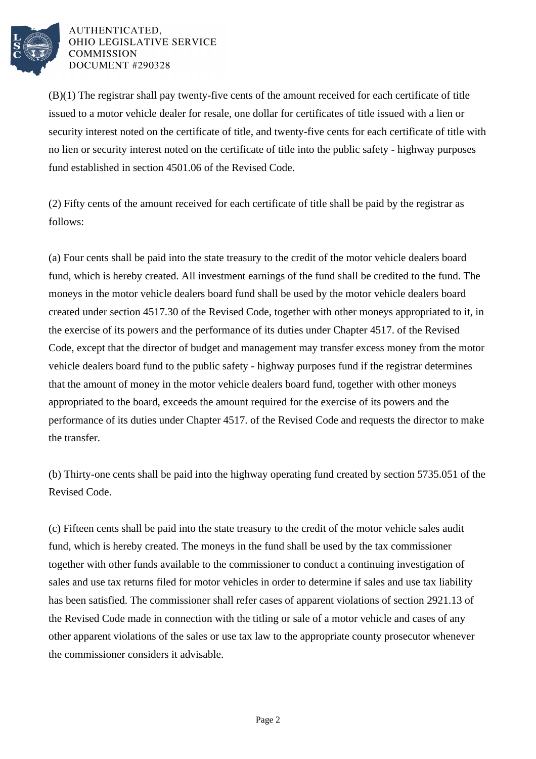(B)(1) The registrar shall pay twenty-five cents of the amount received for each certificate of title issued to a motor vehicle dealer for resale, one dollar for certificates of title issued with a lien or security interest noted on the certificate of title, and twenty-five cents for each certificate of title with no lien or security interest noted on the certificate of title into the public safety - highway purposes fund established in section 4501.06 of the Revised Code.

(2) Fifty cents of the amount received for each certificate of title shall be paid by the registrar as follows:

(a) Four cents shall be paid into the state treasury to the credit of the motor vehicle dealers board fund, which is hereby created. All investment earnings of the fund shall be credited to the fund. The moneys in the motor vehicle dealers board fund shall be used by the motor vehicle dealers board created under section 4517.30 of the Revised Code, together with other moneys appropriated to it, in the exercise of its powers and the performance of its duties under Chapter 4517. of the Revised Code, except that the director of budget and management may transfer excess money from the motor vehicle dealers board fund to the public safety - highway purposes fund if the registrar determines that the amount of money in the motor vehicle dealers board fund, together with other moneys appropriated to the board, exceeds the amount required for the exercise of its powers and the performance of its duties under Chapter 4517. of the Revised Code and requests the director to make the transfer.

(b) Thirty-one cents shall be paid into the highway operating fund created by section 5735.051 of the Revised Code.

(c) Fifteen cents shall be paid into the state treasury to the credit of the motor vehicle sales audit fund, which is hereby created. The moneys in the fund shall be used by the tax commissioner together with other funds available to the commissioner to conduct a continuing investigation of sales and use tax returns filed for motor vehicles in order to determine if sales and use tax liability has been satisfied. The commissioner shall refer cases of apparent violations of section 2921.13 of the Revised Code made in connection with the titling or sale of a motor vehicle and cases of any other apparent violations of the sales or use tax law to the appropriate county prosecutor whenever the commissioner considers it advisable.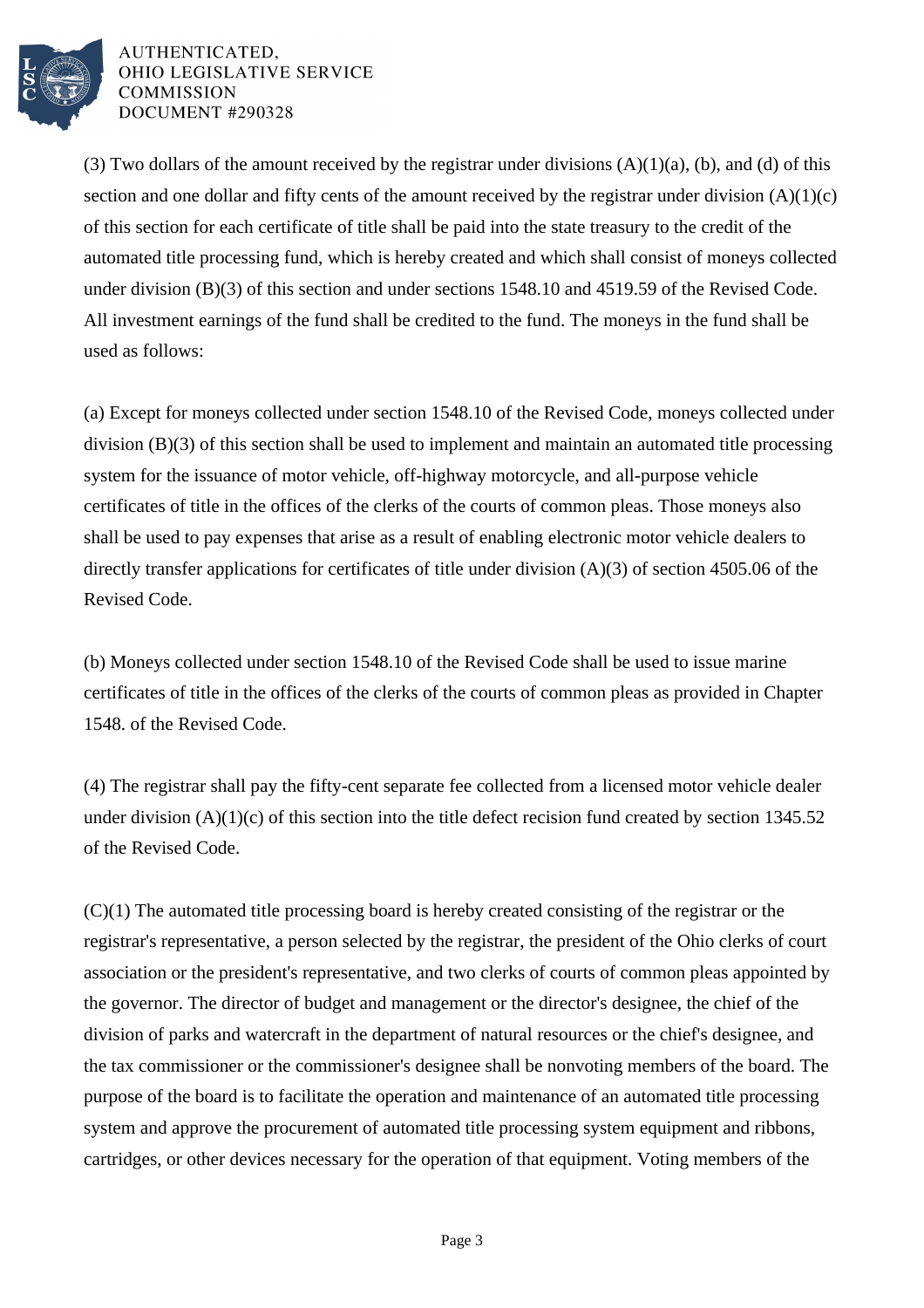(3) Two dollars of the amount received by the registrar under divisions (A)(1)(a), (b), and (d) of this section and one dollar and fifty cents of the amount received by the registrar under division (A)(1)(c) of this section for each certificate of title shall be paid into the state treasury to the credit of the automated title processing fund, which is hereby created and which shall consist of moneys collected under division (B)(3) of this section and under sections 1548.10 and 4519.59 of the Revised Code. All investment earnings of the fund shall be credited to the fund. The moneys in the fund shall be used as follows:

(a) Except for moneys collected under section 1548.10 of the Revised Code, moneys collected under division (B)(3) of this section shall be used to implement and maintain an automated title processing system for the issuance of motor vehicle, off-highway motorcycle, and all-purpose vehicle certificates of title in the offices of the clerks of the courts of common pleas. Those moneys also shall be used to pay expenses that arise as a result of enabling electronic motor vehicle dealers to directly transfer applications for certificates of title under division (A)(3) of section 4505.06 of the Revised Code.

(b) Moneys collected under section 1548.10 of the Revised Code shall be used to issue marine certificates of title in the offices of the clerks of the courts of common pleas as provided in Chapter 1548. of the Revised Code.

(4) The registrar shall pay the fifty-cent separate fee collected from a licensed motor vehicle dealer under division (A)(1)(c) of this section into the title defect recision fund created by section 1345.52 of the Revised Code.

(C)(1) The automated title processing board is hereby created consisting of the registrar or the registrar's representative, a person selected by the registrar, the president of the Ohio clerks of court association or the president's representative, and two clerks of courts of common pleas appointed by the governor. The director of budget and management or the director's designee, the chief of the division of parks and watercraft in the department of natural resources or the chief's designee, and the tax commissioner or the commissioner's designee shall be nonvoting members of the board. The purpose of the board is to facilitate the operation and maintenance of an automated title processing system and approve the procurement of automated title processing system equipment and ribbons, cartridges, or other devices necessary for the operation of that equipment. Voting members of the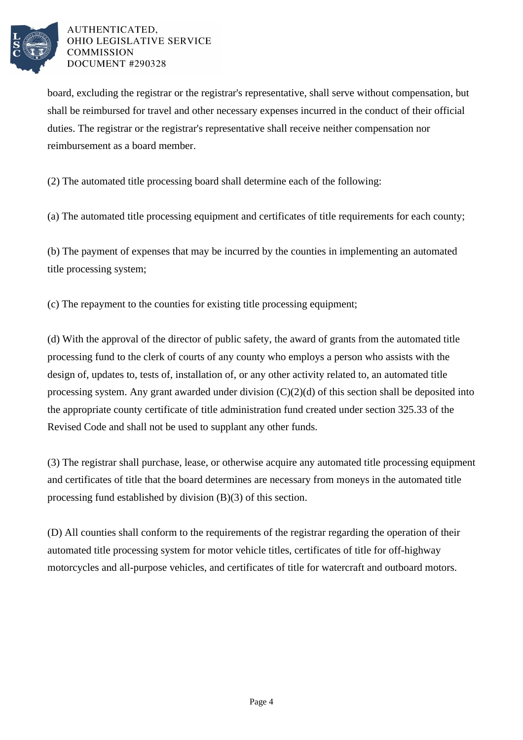board, excluding the registrar or the registrar's representative, shall serve without compensation, but shall be reimbursed for travel and other necessary expenses incurred in the conduct of their official duties. The registrar or the registrar's representative shall receive neither compensation nor reimbursement as a board member.

(2) The automated title processing board shall determine each of the following:

(a) The automated title processing equipment and certificates of title requirements for each county;

(b) The payment of expenses that may be incurred by the counties in implementing an automated title processing system;

(c) The repayment to the counties for existing title processing equipment;

(d) With the approval of the director of public safety, the award of grants from the automated title processing fund to the clerk of courts of any county who employs a person who assists with the design of, updates to, tests of, installation of, or any other activity related to, an automated title processing system. Any grant awarded under division (C)(2)(d) of this section shall be deposited into the appropriate county certificate of title administration fund created under section 325.33 of the Revised Code and shall not be used to supplant any other funds.

(3) The registrar shall purchase, lease, or otherwise acquire any automated title processing equipment and certificates of title that the board determines are necessary from moneys in the automated title processing fund established by division (B)(3) of this section.

(D) All counties shall conform to the requirements of the registrar regarding the operation of their automated title processing system for motor vehicle titles, certificates of title for off-highway motorcycles and all-purpose vehicles, and certificates of title for watercraft and outboard motors.